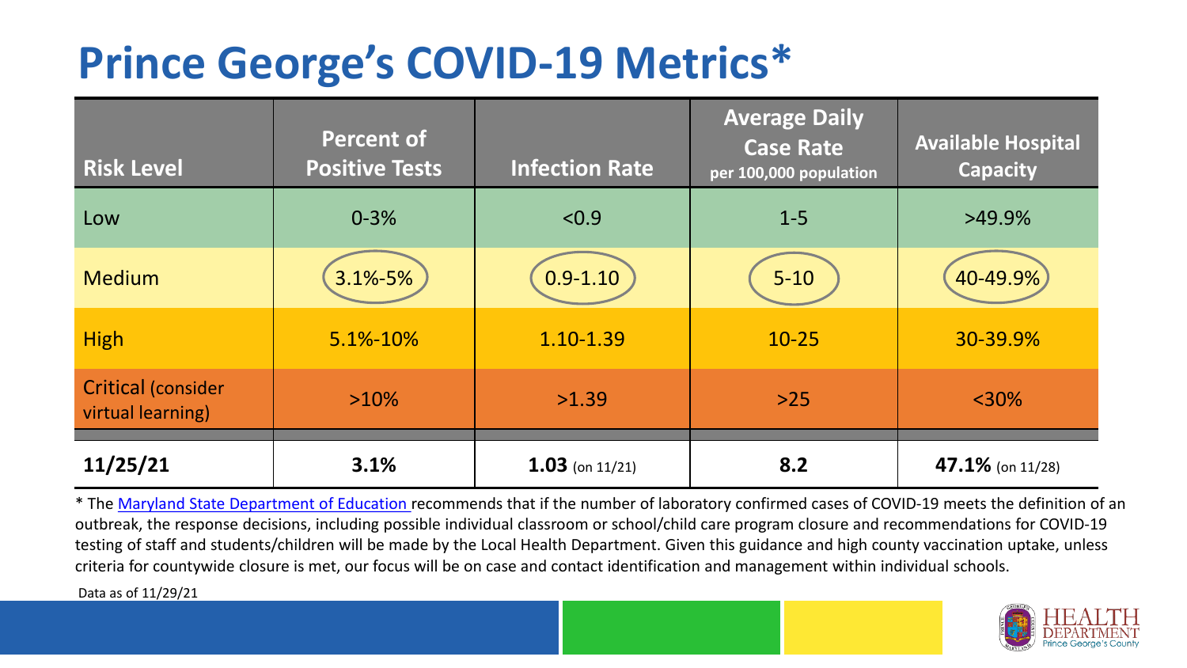# Prince George's COVID-19 Metrics*

| Risk Level | Percent of Positive Tests | Infection Rate | Average Daily Case Rate per 100,000 population | Available Hospital Capacity |
|---|---|---|---|---|
| Low | 0-3% | <0.9 | 1-5 | >49.9% |
| Medium | 3.1%-5% | 0.9-1.10 | 5-10 | 40-49.9% |
| High | 5.1%-10% | 1.10-1.39 | 10-25 | 30-39.9% |
| Critical (consider virtual learning) | >10% | >1.39 | >25 | <30% |
| **11/25/21** | **3.1%** | **1.03** (on 11/21) | **8.2** | **47.1%** (on 11/28) |

* The Maryland State Department of Education recommends that if the number of laboratory confirmed cases of COVID-19 meets the definition of an outbreak, the response decisions, including possible individual classroom or school/child care program closure and recommendations for COVID-19 testing of staff and students/children will be made by the Local Health Department. Given this guidance and high county vaccination uptake, unless criteria for countywide closure is met, our focus will be on case and contact identification and management within individual schools.

Data as of 11/29/21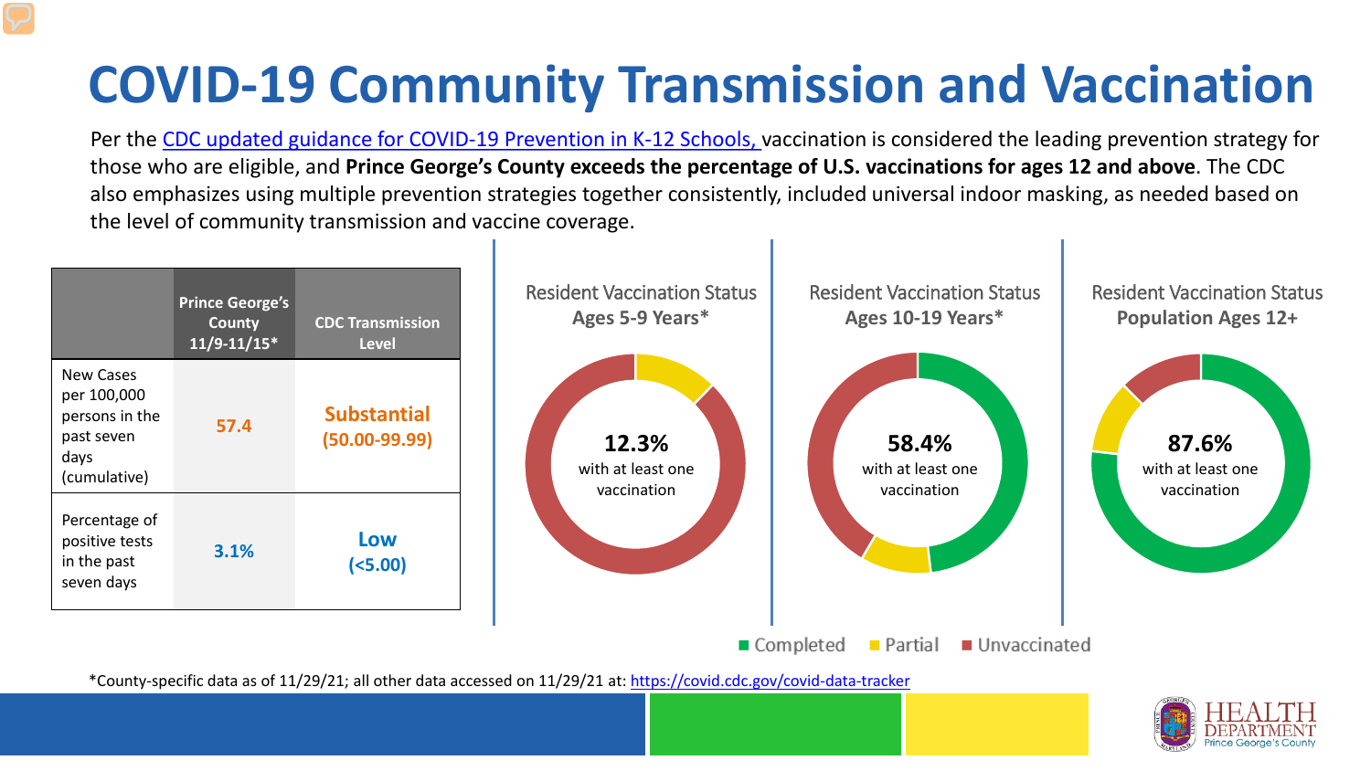# COVID-19 Community Transmission and Vaccination

Per the CDC updated guidance for COVID-19 Prevention in K-12 Schools, vaccination is considered the leading prevention strategy for those who are eligible, and **Prince George's County exceeds the percentage of U.S. vaccinations for ages 12 and above**. The CDC also emphasizes using multiple prevention strategies together consistently, included universal indoor masking, as needed based on the level of community transmission and vaccine coverage.

| | Prince George's County 11/9-11/15* | CDC Transmission Level |
|---|---|---|
| New Cases per 100,000 persons in the past seven days (cumulative) | 57.4 | Substantial (50.00-99.99) |
| Percentage of positive tests in the past seven days | 3.1% | Low (<5.00) |

Resident Vaccination Status **Ages 5-9 Years***

**12.3%** with at least one vaccination

Resident Vaccination Status **Ages 10-19 Years***

**58.4%** with at least one vaccination

Resident Vaccination Status **Population Ages 12+**

**87.6%** with at least one vaccination

Completed | Partial | Unvaccinated

*County-specific data as of 11/29/21; all other data accessed on 11/29/21 at: https://covid.cdc.gov/covid-data-tracker

HEALTH DEPARTMENT Prince George's County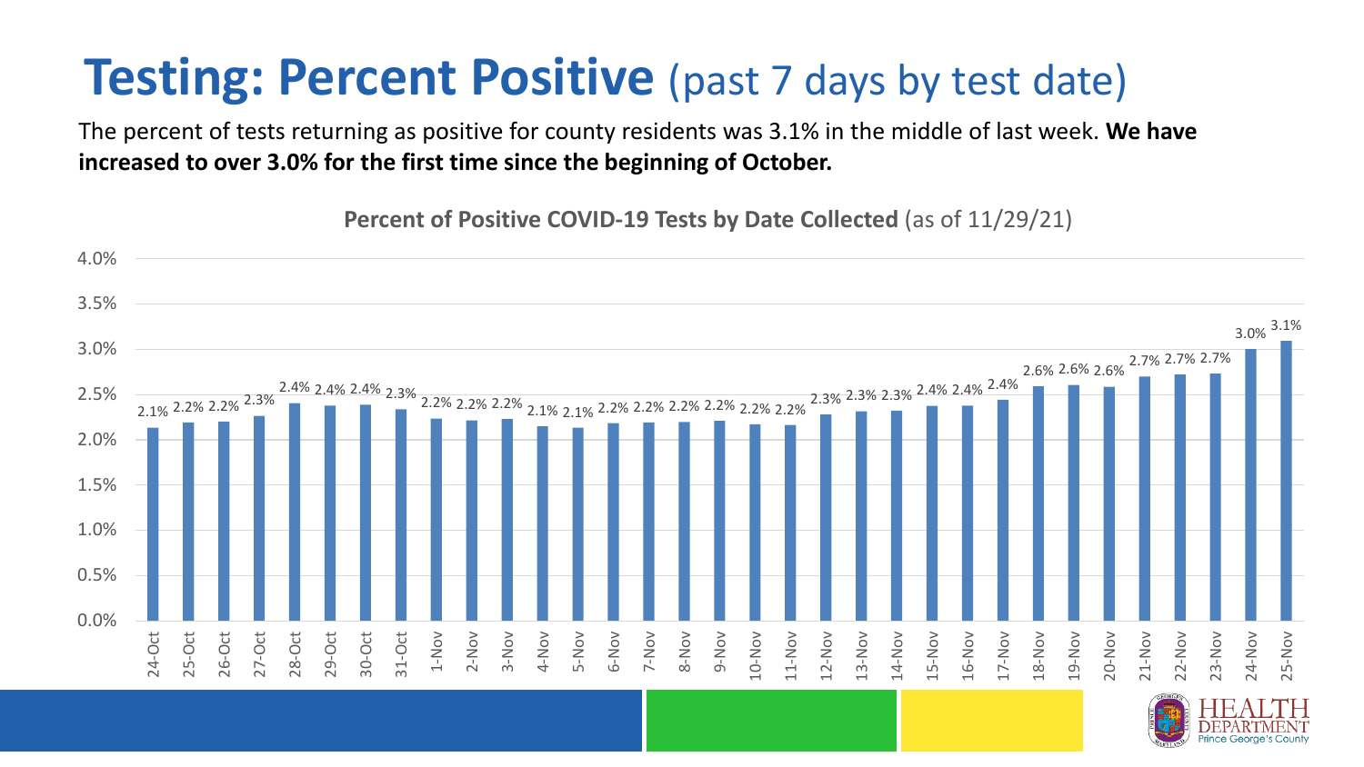# **Testing: Percent Positive** (past 7 days by test date)

The percent of tests returning as positive for county residents was 3.1% in the middle of last week. **We have increased to over 3.0% for the first time since the beginning of October.**

**Percent of Positive COVID-19 Tests by Date Collected** (as of 11/29/21)

| Date | Percent Positive |
|---|---|
| 24-Oct | 2.1% |
| 25-Oct | 2.2% |
| 26-Oct | 2.2% |
| 27-Oct | 2.3% |
| 28-Oct | 2.4% |
| 29-Oct | 2.4% |
| 30-Oct | 2.4% |
| 31-Oct | 2.3% |
| 1-Nov | 2.2% |
| 2-Nov | 2.2% |
| 3-Nov | 2.2% |
| 4-Nov | 2.1% |
| 5-Nov | 2.1% |
| 6-Nov | 2.2% |
| 7-Nov | 2.2% |
| 8-Nov | 2.2% |
| 9-Nov | 2.2% |
| 10-Nov | 2.2% |
| 11-Nov | 2.2% |
| 12-Nov | 2.3% |
| 13-Nov | 2.3% |
| 14-Nov | 2.3% |
| 15-Nov | 2.4% |
| 16-Nov | 2.4% |
| 17-Nov | 2.4% |
| 18-Nov | 2.6% |
| 19-Nov | 2.6% |
| 20-Nov | 2.6% |
| 21-Nov | 2.7% |
| 22-Nov | 2.7% |
| 23-Nov | 2.7% |
| 24-Nov | 3.0% |
| 25-Nov | 3.1% |

HEALTH DEPARTMENT Prince George's County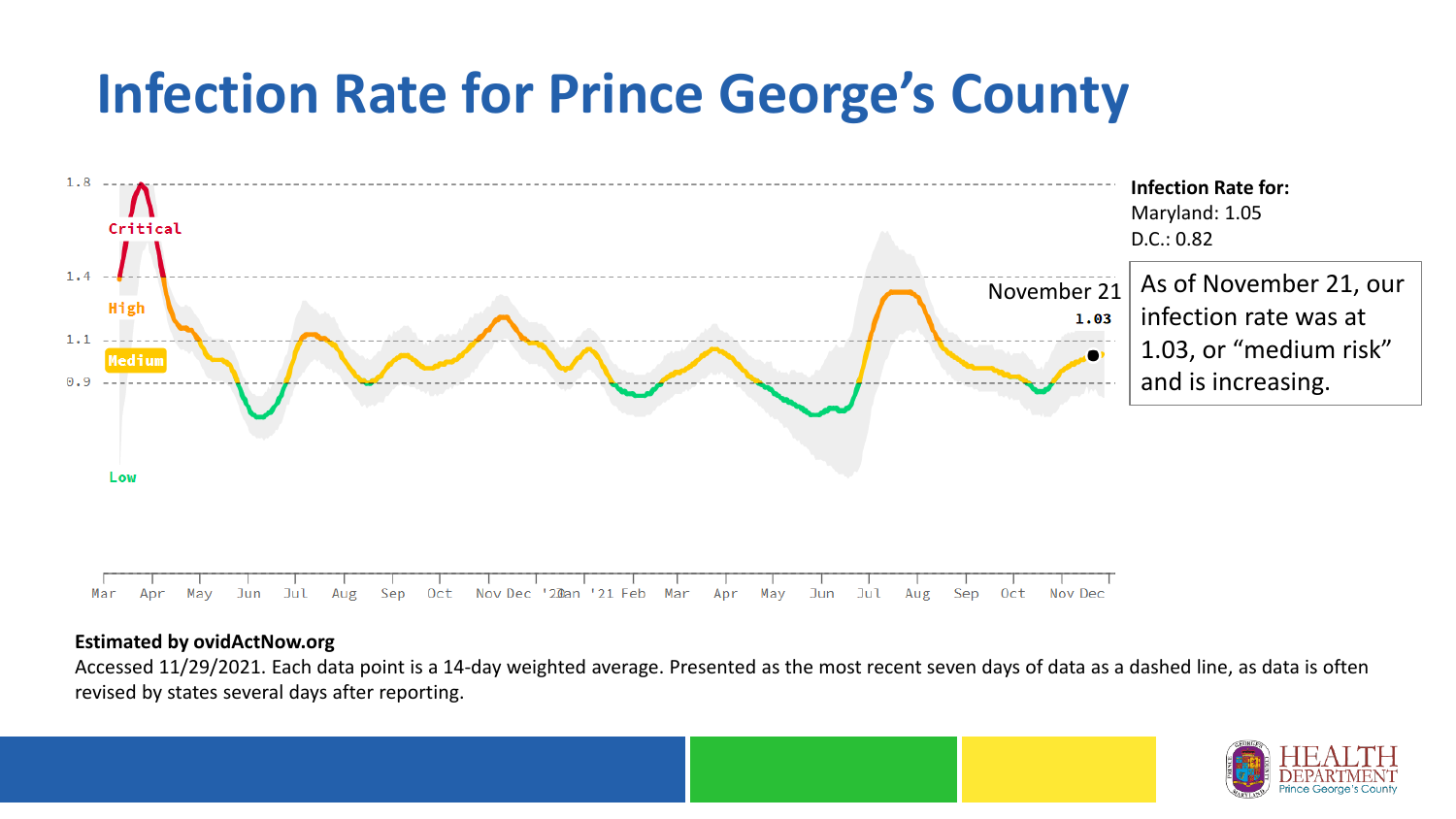# Infection Rate for Prince George's County

1.8
1.4
1.1
0.9

Critical
High
Medium
Low

November 21
1.03

Mar Apr May Jun Jul Aug Sep Oct Nov Dec '21 Jan '21 Feb Mar Apr May Jun Jul Aug Sep Oct Nov Dec

**Infection Rate for:**
Maryland: 1.05
D.C.: 0.82

As of November 21, our infection rate was at 1.03, or "medium risk" and is increasing.

**Estimated by covidActNow.org**

Accessed 11/29/2021. Each data point is a 14-day weighted average. Presented as the most recent seven days of data as a dashed line, as data is often revised by states several days after reporting.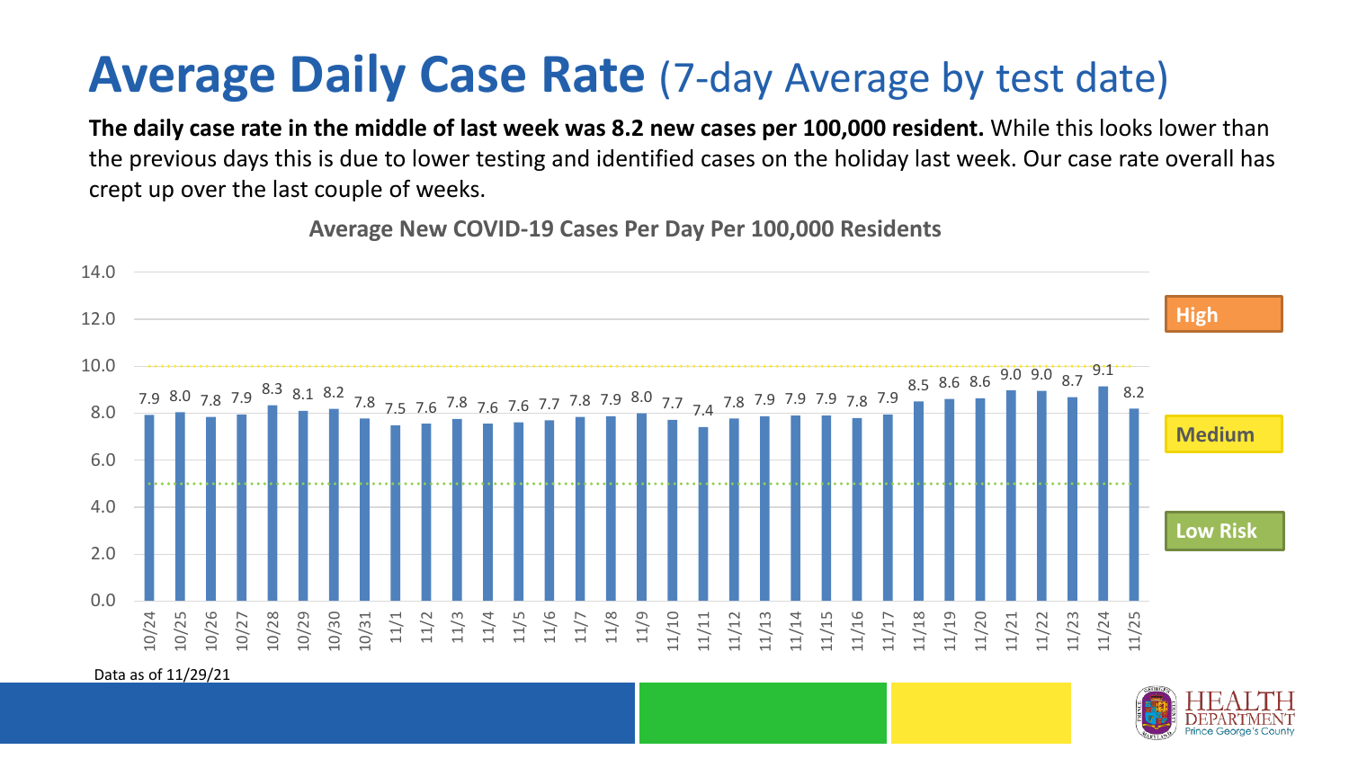# Average Daily Case Rate (7-day Average by test date)

**The daily case rate in the middle of last week was 8.2 new cases per 100,000 resident.** While this looks lower than the previous days this is due to lower testing and identified cases on the holiday last week. Our case rate overall has crept up over the last couple of weeks.

**Average New COVID-19 Cases Per Day Per 100,000 Residents**

| Date | Cases per 100,000 |
|---|---|
| 10/24 | 7.9 |
| 10/25 | 8.0 |
| 10/26 | 7.8 |
| 10/27 | 7.9 |
| 10/28 | 8.3 |
| 10/29 | 8.1 |
| 10/30 | 8.2 |
| 10/31 | 7.8 |
| 11/1 | 7.5 |
| 11/2 | 7.6 |
| 11/3 | 7.8 |
| 11/4 | 7.6 |
| 11/5 | 7.6 |
| 11/6 | 7.7 |
| 11/7 | 7.8 |
| 11/8 | 7.9 |
| 11/9 | 8.0 |
| 11/10 | 7.7 |
| 11/11 | 7.4 |
| 11/12 | 7.8 |
| 11/13 | 7.9 |
| 11/14 | 7.9 |
| 11/15 | 7.9 |
| 11/16 | 7.8 |
| 11/17 | 7.9 |
| 11/18 | 8.5 |
| 11/19 | 8.6 |
| 11/20 | 8.6 |
| 11/21 | 9.0 |
| 11/22 | 9.0 |
| 11/23 | 8.7 |
| 11/24 | 9.1 |
| 11/25 | 8.2 |

Risk levels: High; Medium; Low Risk

Data as of 11/29/21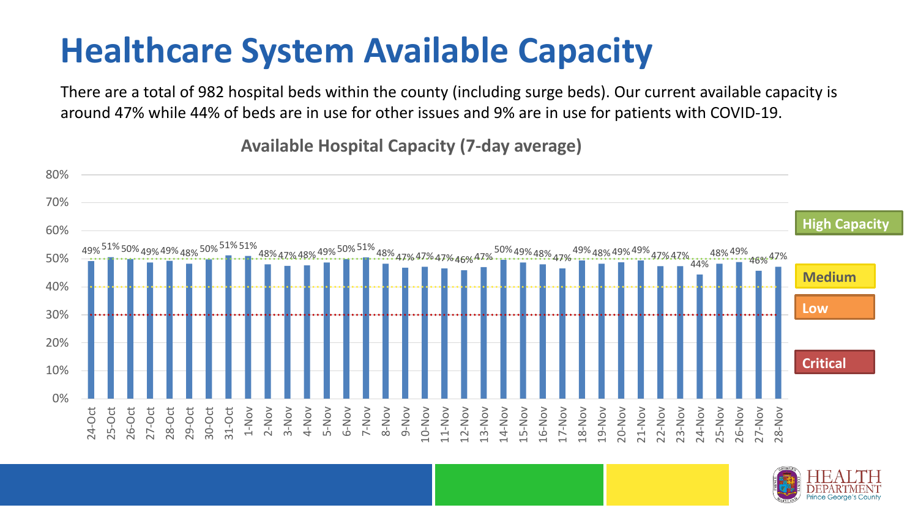# Healthcare System Available Capacity

There are a total of 982 hospital beds within the county (including surge beds). Our current available capacity is around 47% while 44% of beds are in use for other issues and 9% are in use for patients with COVID-19.

Available Hospital Capacity (7-day average)

80%
70%
60%
50%
40%
30%
20%
10%
0%

49% 51% 50% 49% 49% 48% 50% 51% 51% 48% 47% 48% 49% 50% 51% 48% 47% 47% 47% 46% 47% 50% 49% 48% 47% 49% 48% 49% 49% 47% 47% 44% 48% 49% 46% 47%

24-Oct 25-Oct 26-Oct 27-Oct 28-Oct 29-Oct 30-Oct 31-Oct 1-Nov 2-Nov 3-Nov 4-Nov 5-Nov 6-Nov 7-Nov 8-Nov 9-Nov 10-Nov 11-Nov 12-Nov 13-Nov 14-Nov 15-Nov 16-Nov 17-Nov 18-Nov 19-Nov 20-Nov 21-Nov 22-Nov 23-Nov 24-Nov 25-Nov 26-Nov 27-Nov 28-Nov

High Capacity

Medium

Low

Critical